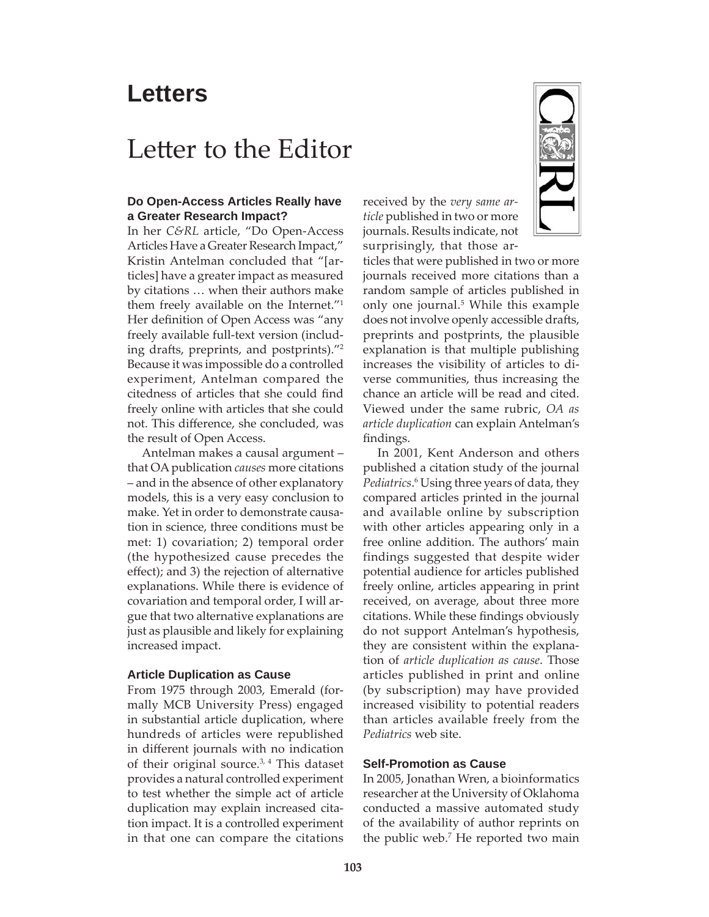# Letters

## Letter to the Editor

### Do Open-Access Articles Really have a Greater Research Impact?

In her *C&RL* article, "Do Open-Access Articles Have a Greater Research Impact," Kristin Antelman concluded that "[articles] have a greater impact as measured by citations … when their authors make them freely available on the Internet."[1] Her definition of Open Access was "any freely available full-text version (including drafts, preprints, and postprints)."[2] Because it was impossible do a controlled experiment, Antelman compared the citedness of articles that she could find freely online with articles that she could not. This difference, she concluded, was the result of Open Access.

Antelman makes a causal argument – that OA publication *causes* more citations – and in the absence of other explanatory models, this is a very easy conclusion to make. Yet in order to demonstrate causation in science, three conditions must be met: 1) covariation; 2) temporal order (the hypothesized cause precedes the effect); and 3) the rejection of alternative explanations. While there is evidence of covariation and temporal order, I will argue that two alternative explanations are just as plausible and likely for explaining increased impact.

### Article Duplication as Cause

From 1975 through 2003, Emerald (formally MCB University Press) engaged in substantial article duplication, where hundreds of articles were republished in different journals with no indication of their original source.[3, 4] This dataset provides a natural controlled experiment to test whether the simple act of article duplication may explain increased citation impact. It is a controlled experiment in that one can compare the citations received by the *very same article* published in two or more journals. Results indicate, not surprisingly, that those articles that were published in two or more journals received more citations than a random sample of articles published in only one journal.[5] While this example does not involve openly accessible drafts, preprints and postprints, the plausible explanation is that multiple publishing increases the visibility of articles to diverse communities, thus increasing the chance an article will be read and cited. Viewed under the same rubric, *OA as article duplication* can explain Antelman's findings.

In 2001, Kent Anderson and others published a citation study of the journal *Pediatrics*.[6] Using three years of data, they compared articles printed in the journal and available online by subscription with other articles appearing only in a free online addition. The authors' main findings suggested that despite wider potential audience for articles published freely online, articles appearing in print received, on average, about three more citations. While these findings obviously do not support Antelman's hypothesis, they are consistent within the explanation of *article duplication as cause*. Those articles published in print and online (by subscription) may have provided increased visibility to potential readers than articles available freely from the *Pediatrics* web site.

### Self-Promotion as Cause

In 2005, Jonathan Wren, a bioinformatics researcher at the University of Oklahoma conducted a massive automated study of the availability of author reprints on the public web.[7] He reported two main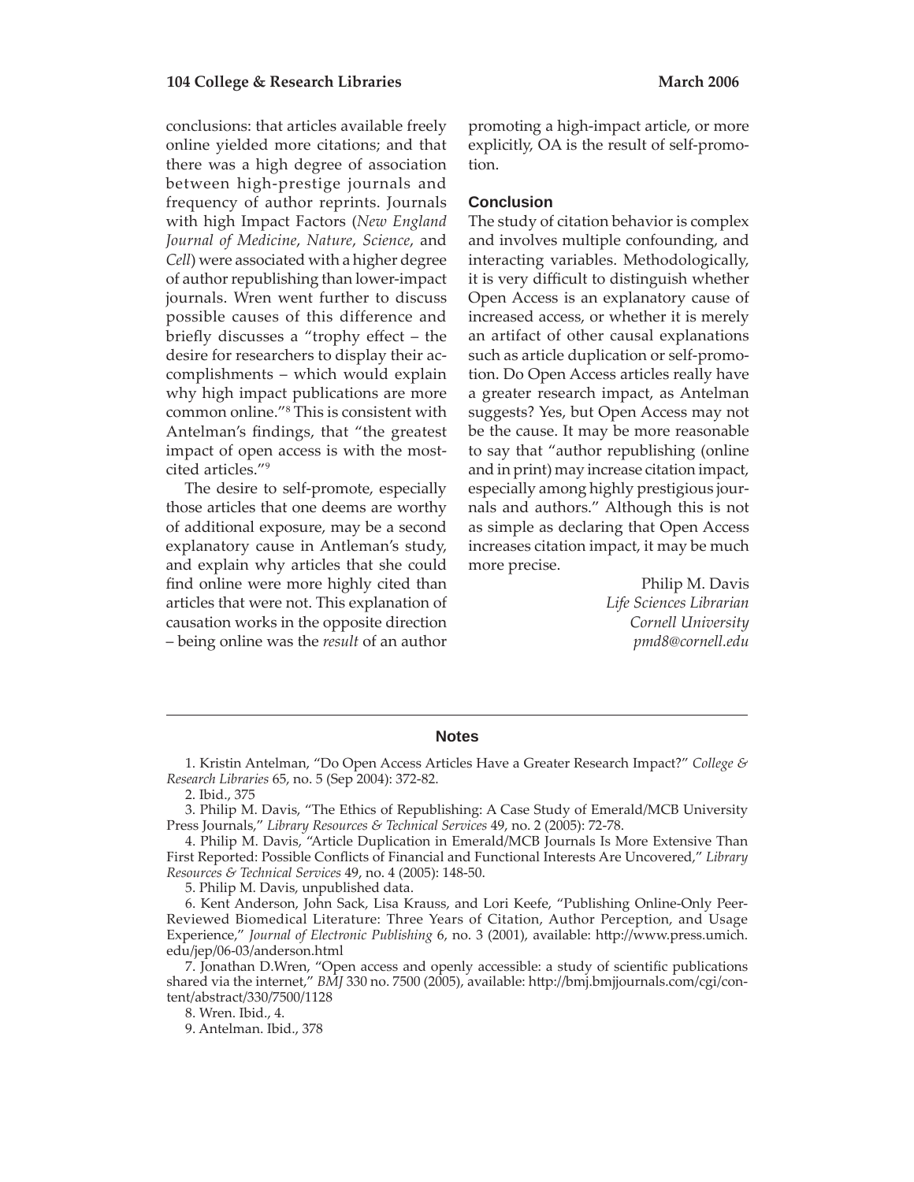conclusions: that articles available freely online yielded more citations; and that there was a high degree of association between high-prestige journals and frequency of author reprints. Journals with high Impact Factors (*New England Journal of Medicine*, *Nature*, *Science*, and *Cell*) were associated with a higher degree of author republishing than lower-impact journals. Wren went further to discuss possible causes of this difference and briefly discusses a "trophy effect – the desire for researchers to display their accomplishments – which would explain why high impact publications are more common online."[8] This is consistent with Antelman's findings, that "the greatest impact of open access is with the most-cited articles."[9]

The desire to self-promote, especially those articles that one deems are worthy of additional exposure, may be a second explanatory cause in Antleman's study, and explain why articles that she could find online were more highly cited than articles that were not. This explanation of causation works in the opposite direction – being online was the *result* of an author promoting a high-impact article, or more explicitly, OA is the result of self-promotion.

## Conclusion

The study of citation behavior is complex and involves multiple confounding, and interacting variables. Methodologically, it is very difficult to distinguish whether Open Access is an explanatory cause of increased access, or whether it is merely an artifact of other causal explanations such as article duplication or self-promotion. Do Open Access articles really have a greater research impact, as Antelman suggests? Yes, but Open Access may not be the cause. It may be more reasonable to say that "author republishing (online and in print) may increase citation impact, especially among highly prestigious journals and authors." Although this is not as simple as declaring that Open Access increases citation impact, it may be much more precise.

Philip M. Davis
*Life Sciences Librarian*
*Cornell University*
*pmd8@cornell.edu*

## Notes

1. Kristin Antelman, "Do Open Access Articles Have a Greater Research Impact?" *College & Research Libraries* 65, no. 5 (Sep 2004): 372-82.

2. Ibid., 375

3. Philip M. Davis, "The Ethics of Republishing: A Case Study of Emerald/MCB University Press Journals," *Library Resources & Technical Services* 49, no. 2 (2005): 72-78.

4. Philip M. Davis, "Article Duplication in Emerald/MCB Journals Is More Extensive Than First Reported: Possible Conflicts of Financial and Functional Interests Are Uncovered," *Library Resources & Technical Services* 49, no. 4 (2005): 148-50.

5. Philip M. Davis, unpublished data.

6. Kent Anderson, John Sack, Lisa Krauss, and Lori Keefe, "Publishing Online-Only Peer-Reviewed Biomedical Literature: Three Years of Citation, Author Perception, and Usage Experience," *Journal of Electronic Publishing* 6, no. 3 (2001), available: http://www.press.umich.edu/jep/06-03/anderson.html

7. Jonathan D.Wren, "Open access and openly accessible: a study of scientific publications shared via the internet," *BMJ* 330 no. 7500 (2005), available: http://bmj.bmjjournals.com/cgi/content/abstract/330/7500/1128

8. Wren. Ibid., 4.

9. Antelman. Ibid., 378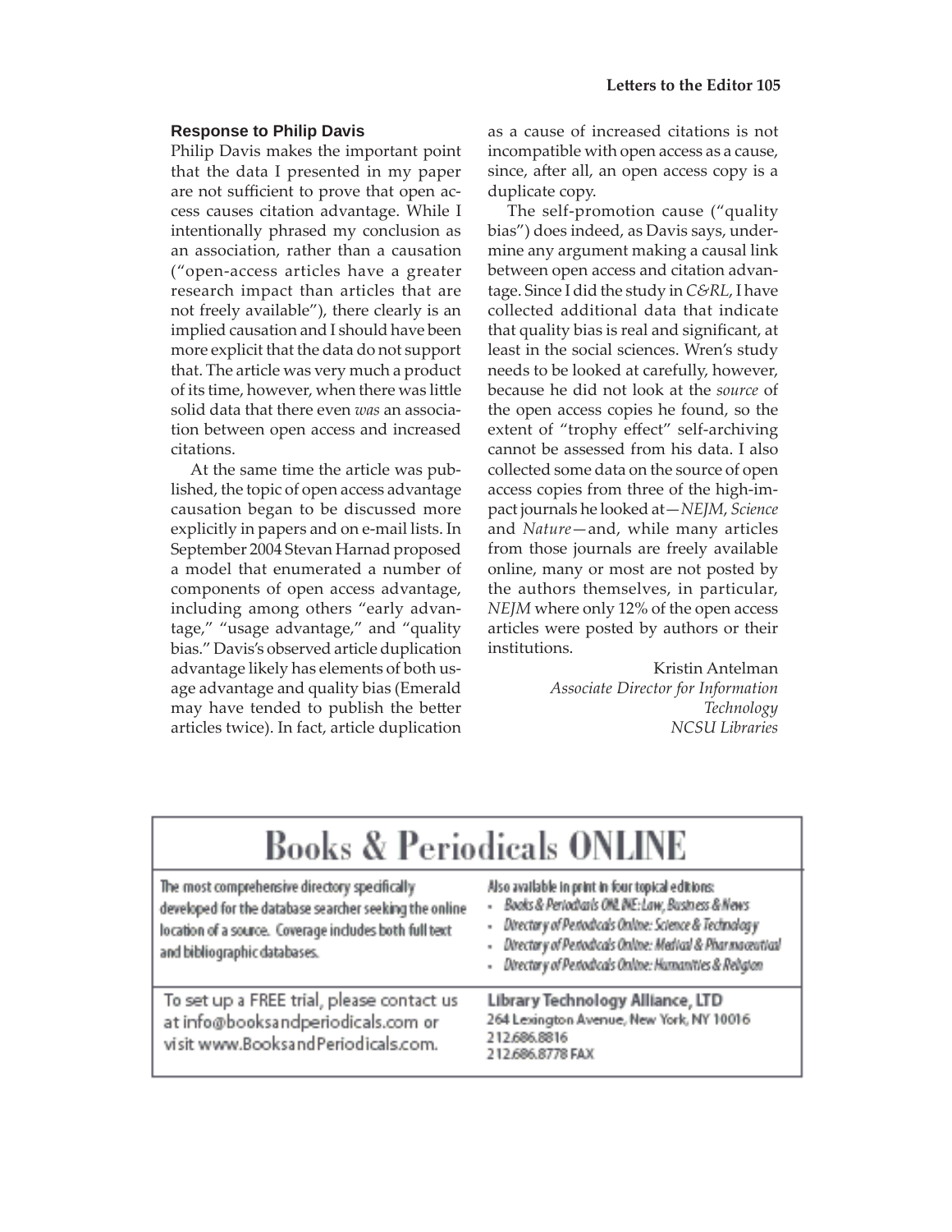### Response to Philip Davis

Philip Davis makes the important point that the data I presented in my paper are not sufficient to prove that open access causes citation advantage. While I intentionally phrased my conclusion as an association, rather than a causation ("open-access articles have a greater research impact than articles that are not freely available"), there clearly is an implied causation and I should have been more explicit that the data do not support that. The article was very much a product of its time, however, when there was little solid data that there even *was* an association between open access and increased citations.

At the same time the article was published, the topic of open access advantage causation began to be discussed more explicitly in papers and on e-mail lists. In September 2004 Stevan Harnad proposed a model that enumerated a number of components of open access advantage, including among others "early advantage," "usage advantage," and "quality bias." Davis's observed article duplication advantage likely has elements of both usage advantage and quality bias (Emerald may have tended to publish the better articles twice). In fact, article duplication as a cause of increased citations is not incompatible with open access as a cause, since, after all, an open access copy is a duplicate copy.

The self-promotion cause ("quality bias") does indeed, as Davis says, undermine any argument making a causal link between open access and citation advantage. Since I did the study in *C&RL*, I have collected additional data that indicate that quality bias is real and significant, at least in the social sciences. Wren's study needs to be looked at carefully, however, because he did not look at the *source* of the open access copies he found, so the extent of "trophy effect" self-archiving cannot be assessed from his data. I also collected some data on the source of open access copies from three of the high-impact journals he looked at—*NEJM*, *Science* and *Nature*—and, while many articles from those journals are freely available online, many or most are not posted by the authors themselves, in particular, *NEJM* where only 12% of the open access articles were posted by authors or their institutions.

Kristin Antelman
*Associate Director for Information Technology*
*NCSU Libraries*

---

# Books & Periodicals ONLINE

The most comprehensive directory specifically developed for the database searcher seeking the online location of a source. Coverage includes both full text and bibliographic databases.

Also available in print in four topical editions:

- *Books & Periodicals ONLINE: Law, Business & News*
- *Directory of Periodicals Online: Science & Technology*
- *Directory of Periodicals Online: Medical & Pharmaceutical*
- *Directory of Periodicals Online: Humanities & Religion*

To set up a FREE trial, please contact us at info@booksandperiodicals.com or visit www.BooksandPeriodicals.com.

**Library Technology Alliance, LTD**
264 Lexington Avenue, New York, NY 10016
212.686.8816
212.686.8778 FAX